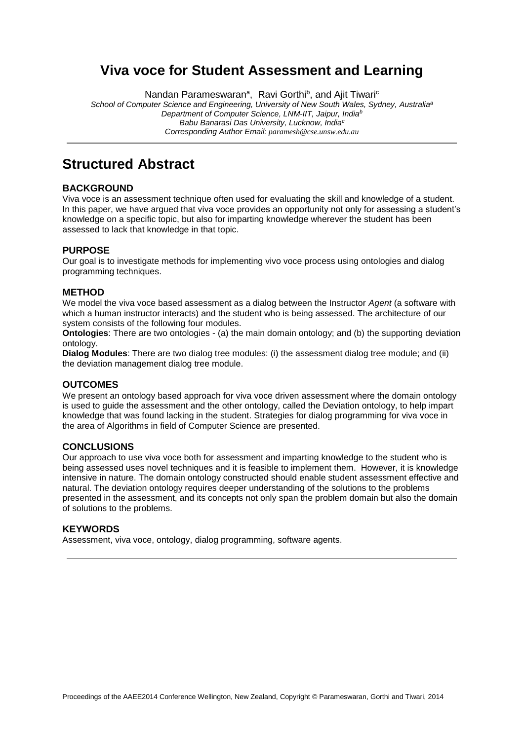# Viva voce for Student Assessment and Learning

Nandan Parameswaran[a], Ravi Gorthi[b], and Ajit Tiwari[c]

*School of Computer Science and Engineering, University of New South Wales, Sydney, Australia[a]*
*Department of Computer Science, LNM-IIT, Jaipur, India[b]*
*Babu Banarasi Das University, Lucknow, India[c]*
*Corresponding Author Email: paramesh@cse.unsw.edu.au*

## Structured Abstract

### BACKGROUND

Viva voce is an assessment technique often used for evaluating the skill and knowledge of a student. In this paper, we have argued that viva voce provides an opportunity not only for assessing a student's knowledge on a specific topic, but also for imparting knowledge wherever the student has been assessed to lack that knowledge in that topic.

### PURPOSE

Our goal is to investigate methods for implementing vivo voce process using ontologies and dialog programming techniques.

### METHOD

We model the viva voce based assessment as a dialog between the Instructor *Agent* (a software with which a human instructor interacts) and the student who is being assessed. The architecture of our system consists of the following four modules.

**Ontologies**: There are two ontologies - (a) the main domain ontology; and (b) the supporting deviation ontology.

**Dialog Modules**: There are two dialog tree modules: (i) the assessment dialog tree module; and (ii) the deviation management dialog tree module.

### OUTCOMES

We present an ontology based approach for viva voce driven assessment where the domain ontology is used to guide the assessment and the other ontology, called the Deviation ontology, to help impart knowledge that was found lacking in the student. Strategies for dialog programming for viva voce in the area of Algorithms in field of Computer Science are presented.

### CONCLUSIONS

Our approach to use viva voce both for assessment and imparting knowledge to the student who is being assessed uses novel techniques and it is feasible to implement them. However, it is knowledge intensive in nature. The domain ontology constructed should enable student assessment effective and natural. The deviation ontology requires deeper understanding of the solutions to the problems presented in the assessment, and its concepts not only span the problem domain but also the domain of solutions to the problems.

### KEYWORDS

Assessment, viva voce, ontology, dialog programming, software agents.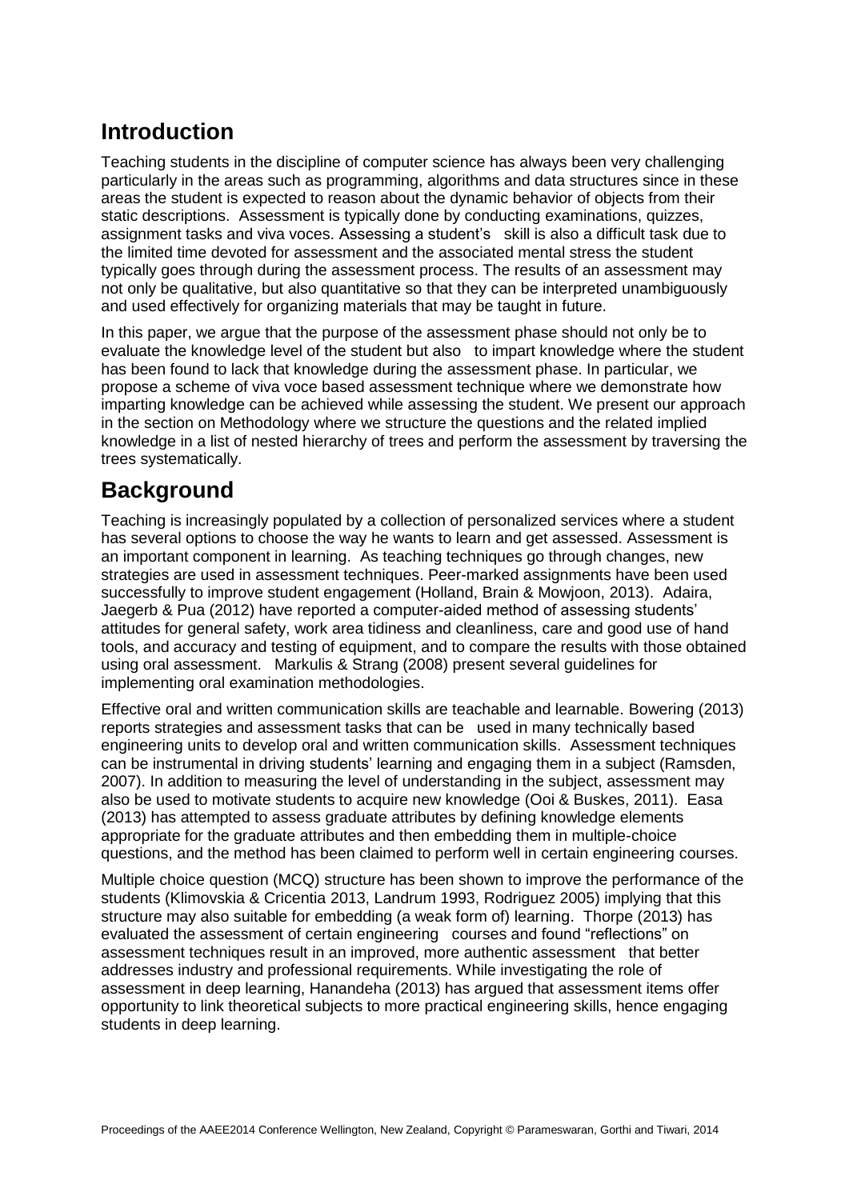## Introduction

Teaching students in the discipline of computer science has always been very challenging particularly in the areas such as programming, algorithms and data structures since in these areas the student is expected to reason about the dynamic behavior of objects from their static descriptions. Assessment is typically done by conducting examinations, quizzes, assignment tasks and viva voces. Assessing a student's skill is also a difficult task due to the limited time devoted for assessment and the associated mental stress the student typically goes through during the assessment process. The results of an assessment may not only be qualitative, but also quantitative so that they can be interpreted unambiguously and used effectively for organizing materials that may be taught in future.

In this paper, we argue that the purpose of the assessment phase should not only be to evaluate the knowledge level of the student but also to impart knowledge where the student has been found to lack that knowledge during the assessment phase. In particular, we propose a scheme of viva voce based assessment technique where we demonstrate how imparting knowledge can be achieved while assessing the student. We present our approach in the section on Methodology where we structure the questions and the related implied knowledge in a list of nested hierarchy of trees and perform the assessment by traversing the trees systematically.

## Background

Teaching is increasingly populated by a collection of personalized services where a student has several options to choose the way he wants to learn and get assessed. Assessment is an important component in learning. As teaching techniques go through changes, new strategies are used in assessment techniques. Peer-marked assignments have been used successfully to improve student engagement (Holland, Brain & Mowjoon, 2013). Adaira, Jaegerb & Pua (2012) have reported a computer-aided method of assessing students' attitudes for general safety, work area tidiness and cleanliness, care and good use of hand tools, and accuracy and testing of equipment, and to compare the results with those obtained using oral assessment. Markulis & Strang (2008) present several guidelines for implementing oral examination methodologies.

Effective oral and written communication skills are teachable and learnable. Bowering (2013) reports strategies and assessment tasks that can be used in many technically based engineering units to develop oral and written communication skills. Assessment techniques can be instrumental in driving students' learning and engaging them in a subject (Ramsden, 2007). In addition to measuring the level of understanding in the subject, assessment may also be used to motivate students to acquire new knowledge (Ooi & Buskes, 2011). Easa (2013) has attempted to assess graduate attributes by defining knowledge elements appropriate for the graduate attributes and then embedding them in multiple-choice questions, and the method has been claimed to perform well in certain engineering courses.

Multiple choice question (MCQ) structure has been shown to improve the performance of the students (Klimovskia & Cricentia 2013, Landrum 1993, Rodriguez 2005) implying that this structure may also suitable for embedding (a weak form of) learning. Thorpe (2013) has evaluated the assessment of certain engineering courses and found "reflections" on assessment techniques result in an improved, more authentic assessment that better addresses industry and professional requirements. While investigating the role of assessment in deep learning, Hanandeha (2013) has argued that assessment items offer opportunity to link theoretical subjects to more practical engineering skills, hence engaging students in deep learning.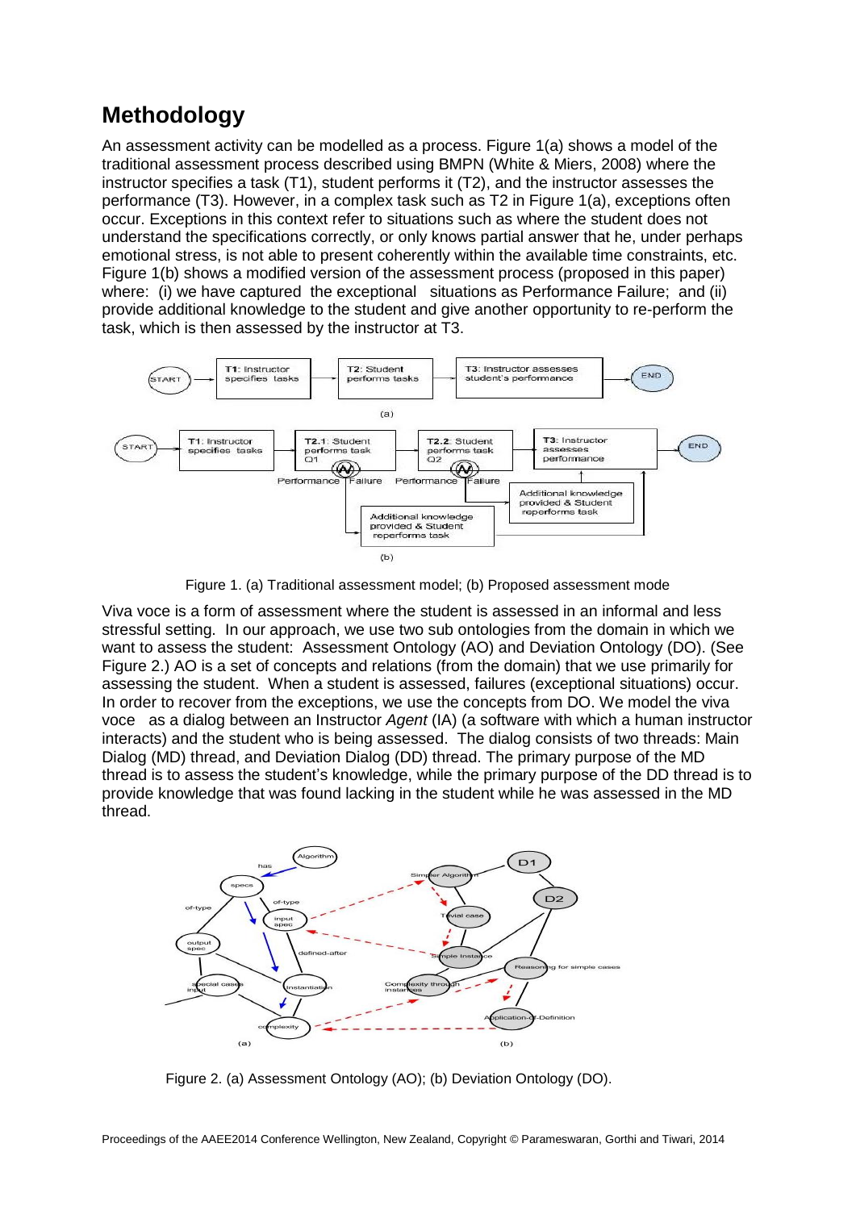## Methodology

An assessment activity can be modelled as a process. Figure 1(a) shows a model of the traditional assessment process described using BMPN (White & Miers, 2008) where the instructor specifies a task (T1), student performs it (T2), and the instructor assesses the performance (T3). However, in a complex task such as T2 in Figure 1(a), exceptions often occur. Exceptions in this context refer to situations such as where the student does not understand the specifications correctly, or only knows partial answer that he, under perhaps emotional stress, is not able to present coherently within the available time constraints, etc. Figure 1(b) shows a modified version of the assessment process (proposed in this paper) where: (i) we have captured the exceptional situations as Performance Failure; and (ii) provide additional knowledge to the student and give another opportunity to re-perform the task, which is then assessed by the instructor at T3.

Figure 1. (a) Traditional assessment model; (b) Proposed assessment mode

Viva voce is a form of assessment where the student is assessed in an informal and less stressful setting. In our approach, we use two sub ontologies from the domain in which we want to assess the student: Assessment Ontology (AO) and Deviation Ontology (DO). (See Figure 2.) AO is a set of concepts and relations (from the domain) that we use primarily for assessing the student. When a student is assessed, failures (exceptional situations) occur. In order to recover from the exceptions, we use the concepts from DO. We model the viva voce as a dialog between an Instructor *Agent* (IA) (a software with which a human instructor interacts) and the student who is being assessed. The dialog consists of two threads: Main Dialog (MD) thread, and Deviation Dialog (DD) thread. The primary purpose of the MD thread is to assess the student's knowledge, while the primary purpose of the DD thread is to provide knowledge that was found lacking in the student while he was assessed in the MD thread.

Figure 2. (a) Assessment Ontology (AO); (b) Deviation Ontology (DO).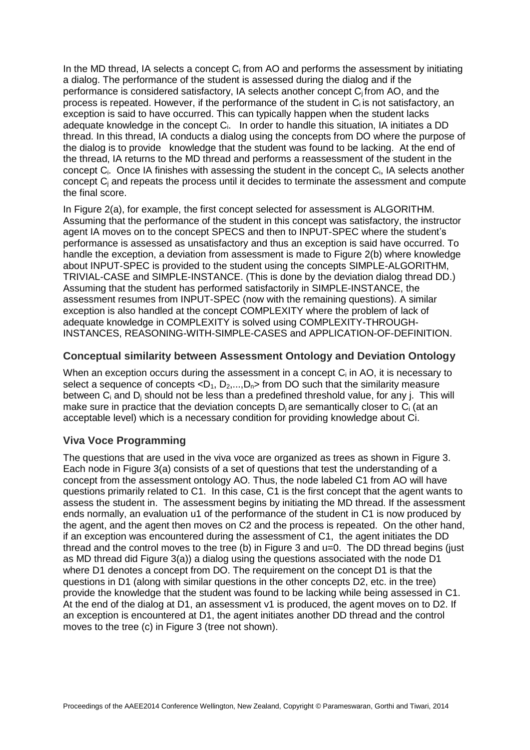In the MD thread, IA selects a concept $C_i$ from AO and performs the assessment by initiating a dialog. The performance of the student is assessed during the dialog and if the performance is considered satisfactory, IA selects another concept $C_j$ from AO, and the process is repeated. However, if the performance of the student in $C_i$ is not satisfactory, an exception is said to have occurred. This can typically happen when the student lacks adequate knowledge in the concept $C_i$. In order to handle this situation, IA initiates a DD thread. In this thread, IA conducts a dialog using the concepts from DO where the purpose of the dialog is to provide knowledge that the student was found to be lacking. At the end of the thread, IA returns to the MD thread and performs a reassessment of the student in the concept $C_i$. Once IA finishes with assessing the student in the concept $C_i$, IA selects another concept $C_j$ and repeats the process until it decides to terminate the assessment and compute the final score.

In Figure 2(a), for example, the first concept selected for assessment is ALGORITHM. Assuming that the performance of the student in this concept was satisfactory, the instructor agent IA moves on to the concept SPECS and then to INPUT-SPEC where the student's performance is assessed as unsatisfactory and thus an exception is said have occurred. To handle the exception, a deviation from assessment is made to Figure 2(b) where knowledge about INPUT-SPEC is provided to the student using the concepts SIMPLE-ALGORITHM, TRIVIAL-CASE and SIMPLE-INSTANCE. (This is done by the deviation dialog thread DD.) Assuming that the student has performed satisfactorily in SIMPLE-INSTANCE, the assessment resumes from INPUT-SPEC (now with the remaining questions). A similar exception is also handled at the concept COMPLEXITY where the problem of lack of adequate knowledge in COMPLEXITY is solved using COMPLEXITY-THROUGH-INSTANCES, REASONING-WITH-SIMPLE-CASES and APPLICATION-OF-DEFINITION.

### Conceptual similarity between Assessment Ontology and Deviation Ontology

When an exception occurs during the assessment in a concept $C_i$ in AO, it is necessary to select a sequence of concepts $<D_1, D_2,...,D_n>$ from DO such that the similarity measure between $C_i$ and $D_j$ should not be less than a predefined threshold value, for any j. This will make sure in practice that the deviation concepts $D_j$ are semantically closer to $C_i$ (at an acceptable level) which is a necessary condition for providing knowledge about Ci.

### Viva Voce Programming

The questions that are used in the viva voce are organized as trees as shown in Figure 3. Each node in Figure 3(a) consists of a set of questions that test the understanding of a concept from the assessment ontology AO. Thus, the node labeled C1 from AO will have questions primarily related to C1. In this case, C1 is the first concept that the agent wants to assess the student in. The assessment begins by initiating the MD thread. If the assessment ends normally, an evaluation u1 of the performance of the student in C1 is now produced by the agent, and the agent then moves on C2 and the process is repeated. On the other hand, if an exception was encountered during the assessment of C1, the agent initiates the DD thread and the control moves to the tree (b) in Figure 3 and u=0. The DD thread begins (just as MD thread did Figure 3(a)) a dialog using the questions associated with the node D1 where D1 denotes a concept from DO. The requirement on the concept D1 is that the questions in D1 (along with similar questions in the other concepts D2, etc. in the tree) provide the knowledge that the student was found to be lacking while being assessed in C1. At the end of the dialog at D1, an assessment v1 is produced, the agent moves on to D2. If an exception is encountered at D1, the agent initiates another DD thread and the control moves to the tree (c) in Figure 3 (tree not shown).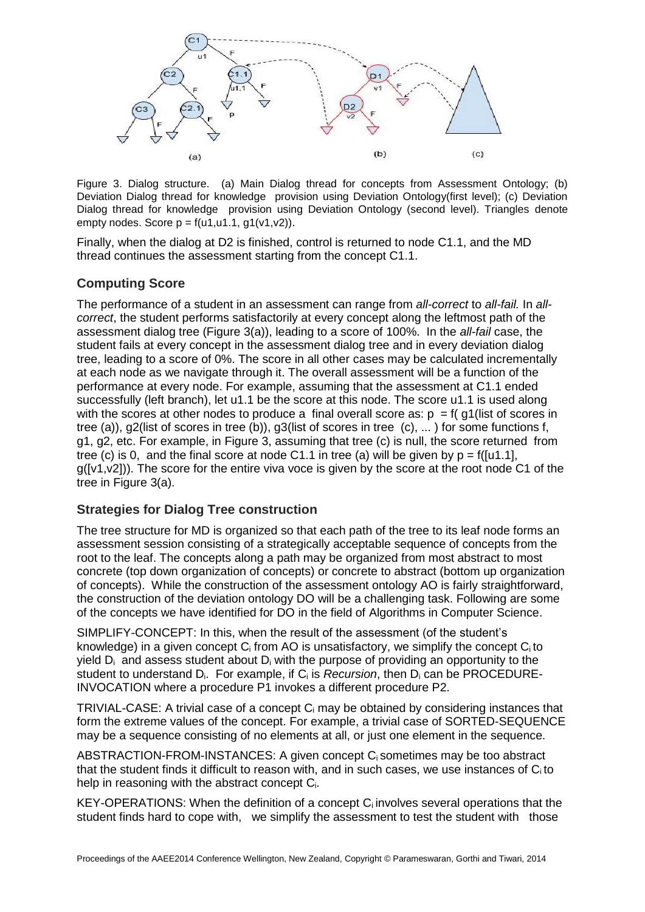Figure 3. Dialog structure. (a) Main Dialog thread for concepts from Assessment Ontology; (b) Deviation Dialog thread for knowledge provision using Deviation Ontology(first level); (c) Deviation Dialog thread for knowledge provision using Deviation Ontology (second level). Triangles denote empty nodes. Score p = f(u1,u1.1, g1(v1,v2)).

Finally, when the dialog at D2 is finished, control is returned to node C1.1, and the MD thread continues the assessment starting from the concept C1.1.

## Computing Score

The performance of a student in an assessment can range from *all-correct* to *all-fail.* In *all-correct*, the student performs satisfactorily at every concept along the leftmost path of the assessment dialog tree (Figure 3(a)), leading to a score of 100%. In the *all-fail* case, the student fails at every concept in the assessment dialog tree and in every deviation dialog tree, leading to a score of 0%. The score in all other cases may be calculated incrementally at each node as we navigate through it. The overall assessment will be a function of the performance at every node. For example, assuming that the assessment at C1.1 ended successfully (left branch), let u1.1 be the score at this node. The score u1.1 is used along with the scores at other nodes to produce a final overall score as: p = f( g1(list of scores in tree (a)), g2(list of scores in tree (b)), g3(list of scores in tree (c), ... ) for some functions f, g1, g2, etc. For example, in Figure 3, assuming that tree (c) is null, the score returned from tree (c) is 0, and the final score at node C1.1 in tree (a) will be given by p = f([u1.1], g([v1,v2])). The score for the entire viva voce is given by the score at the root node C1 of the tree in Figure 3(a).

## Strategies for Dialog Tree construction

The tree structure for MD is organized so that each path of the tree to its leaf node forms an assessment session consisting of a strategically acceptable sequence of concepts from the root to the leaf. The concepts along a path may be organized from most abstract to most concrete (top down organization of concepts) or concrete to abstract (bottom up organization of concepts). While the construction of the assessment ontology AO is fairly straightforward, the construction of the deviation ontology DO will be a challenging task. Following are some of the concepts we have identified for DO in the field of Algorithms in Computer Science.

SIMPLIFY-CONCEPT: In this, when the result of the assessment (of the student's knowledge) in a given concept $C_i$ from AO is unsatisfactory, we simplify the concept $C_i$ to yield $D_i$ and assess student about $D_i$ with the purpose of providing an opportunity to the student to understand $D_i$. For example, if $C_i$ is *Recursion*, then $D_i$ can be PROCEDURE-INVOCATION where a procedure P1 invokes a different procedure P2.

TRIVIAL-CASE: A trivial case of a concept $C_i$ may be obtained by considering instances that form the extreme values of the concept. For example, a trivial case of SORTED-SEQUENCE may be a sequence consisting of no elements at all, or just one element in the sequence.

ABSTRACTION-FROM-INSTANCES: A given concept $C_i$ sometimes may be too abstract that the student finds it difficult to reason with, and in such cases, we use instances of $C_i$ to help in reasoning with the abstract concept $C_i$.

KEY-OPERATIONS: When the definition of a concept $C_i$ involves several operations that the student finds hard to cope with, we simplify the assessment to test the student with those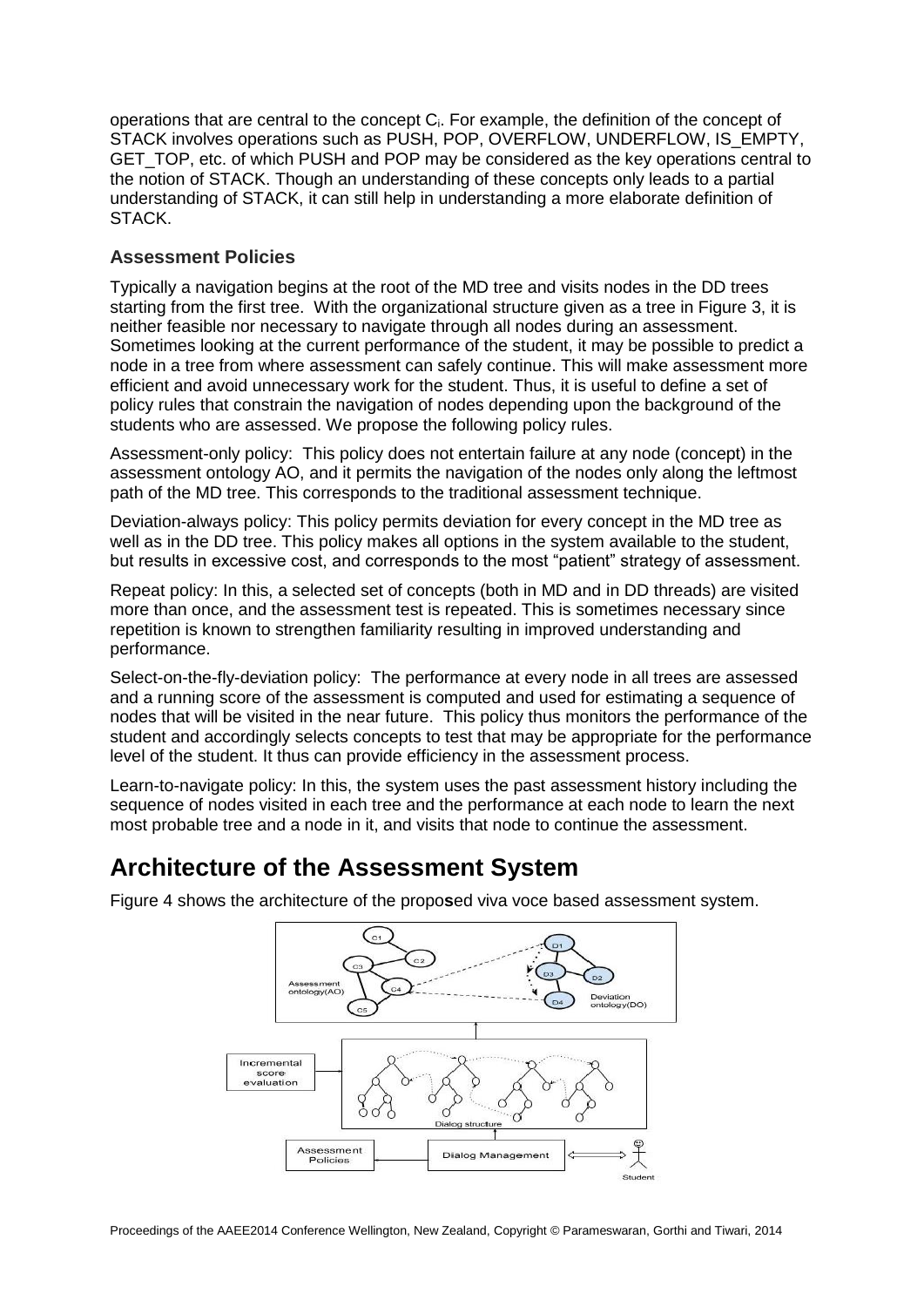operations that are central to the concept $C_i$. For example, the definition of the concept of STACK involves operations such as PUSH, POP, OVERFLOW, UNDERFLOW, IS_EMPTY, GET_TOP, etc. of which PUSH and POP may be considered as the key operations central to the notion of STACK. Though an understanding of these concepts only leads to a partial understanding of STACK, it can still help in understanding a more elaborate definition of STACK.

### Assessment Policies

Typically a navigation begins at the root of the MD tree and visits nodes in the DD trees starting from the first tree. With the organizational structure given as a tree in Figure 3, it is neither feasible nor necessary to navigate through all nodes during an assessment. Sometimes looking at the current performance of the student, it may be possible to predict a node in a tree from where assessment can safely continue. This will make assessment more efficient and avoid unnecessary work for the student. Thus, it is useful to define a set of policy rules that constrain the navigation of nodes depending upon the background of the students who are assessed. We propose the following policy rules.

Assessment-only policy: This policy does not entertain failure at any node (concept) in the assessment ontology AO, and it permits the navigation of the nodes only along the leftmost path of the MD tree. This corresponds to the traditional assessment technique.

Deviation-always policy: This policy permits deviation for every concept in the MD tree as well as in the DD tree. This policy makes all options in the system available to the student, but results in excessive cost, and corresponds to the most "patient" strategy of assessment.

Repeat policy: In this, a selected set of concepts (both in MD and in DD threads) are visited more than once, and the assessment test is repeated. This is sometimes necessary since repetition is known to strengthen familiarity resulting in improved understanding and performance.

Select-on-the-fly-deviation policy: The performance at every node in all trees are assessed and a running score of the assessment is computed and used for estimating a sequence of nodes that will be visited in the near future. This policy thus monitors the performance of the student and accordingly selects concepts to test that may be appropriate for the performance level of the student. It thus can provide efficiency in the assessment process.

Learn-to-navigate policy: In this, the system uses the past assessment history including the sequence of nodes visited in each tree and the performance at each node to learn the next most probable tree and a node in it, and visits that node to continue the assessment.

## Architecture of the Assessment System

Figure 4 shows the architecture of the proposed viva voce based assessment system.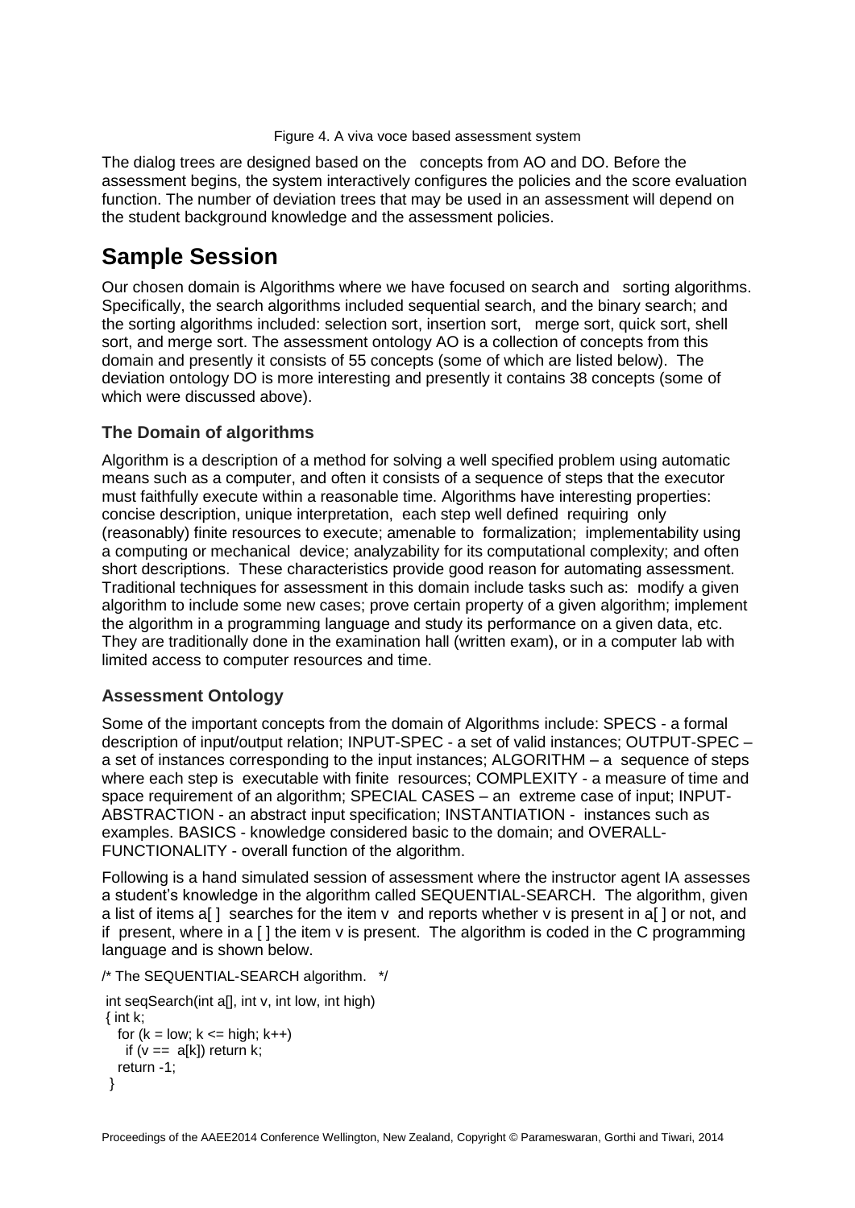Figure 4. A viva voce based assessment system

The dialog trees are designed based on the concepts from AO and DO. Before the assessment begins, the system interactively configures the policies and the score evaluation function. The number of deviation trees that may be used in an assessment will depend on the student background knowledge and the assessment policies.

# Sample Session

Our chosen domain is Algorithms where we have focused on search and sorting algorithms. Specifically, the search algorithms included sequential search, and the binary search; and the sorting algorithms included: selection sort, insertion sort, merge sort, quick sort, shell sort, and merge sort. The assessment ontology AO is a collection of concepts from this domain and presently it consists of 55 concepts (some of which are listed below). The deviation ontology DO is more interesting and presently it contains 38 concepts (some of which were discussed above).

## The Domain of algorithms

Algorithm is a description of a method for solving a well specified problem using automatic means such as a computer, and often it consists of a sequence of steps that the executor must faithfully execute within a reasonable time. Algorithms have interesting properties: concise description, unique interpretation, each step well defined requiring only (reasonably) finite resources to execute; amenable to formalization; implementability using a computing or mechanical device; analyzability for its computational complexity; and often short descriptions. These characteristics provide good reason for automating assessment. Traditional techniques for assessment in this domain include tasks such as: modify a given algorithm to include some new cases; prove certain property of a given algorithm; implement the algorithm in a programming language and study its performance on a given data, etc. They are traditionally done in the examination hall (written exam), or in a computer lab with limited access to computer resources and time.

## Assessment Ontology

Some of the important concepts from the domain of Algorithms include: SPECS - a formal description of input/output relation; INPUT-SPEC - a set of valid instances; OUTPUT-SPEC – a set of instances corresponding to the input instances; ALGORITHM – a sequence of steps where each step is executable with finite resources; COMPLEXITY - a measure of time and space requirement of an algorithm; SPECIAL CASES – an extreme case of input; INPUT-ABSTRACTION - an abstract input specification; INSTANTIATION - instances such as examples. BASICS - knowledge considered basic to the domain; and OVERALL-FUNCTIONALITY - overall function of the algorithm.

Following is a hand simulated session of assessment where the instructor agent IA assesses a student's knowledge in the algorithm called SEQUENTIAL-SEARCH. The algorithm, given a list of items a[ ] searches for the item v and reports whether v is present in a[ ] or not, and if present, where in a [ ] the item v is present. The algorithm is coded in the C programming language and is shown below.

```
/* The SEQUENTIAL-SEARCH algorithm.   */

 int seqSearch(int a[], int v, int low, int high)
 { int k;
   for (k = low; k <= high; k++)
     if (v ==  a[k]) return k;
   return -1;
  }
```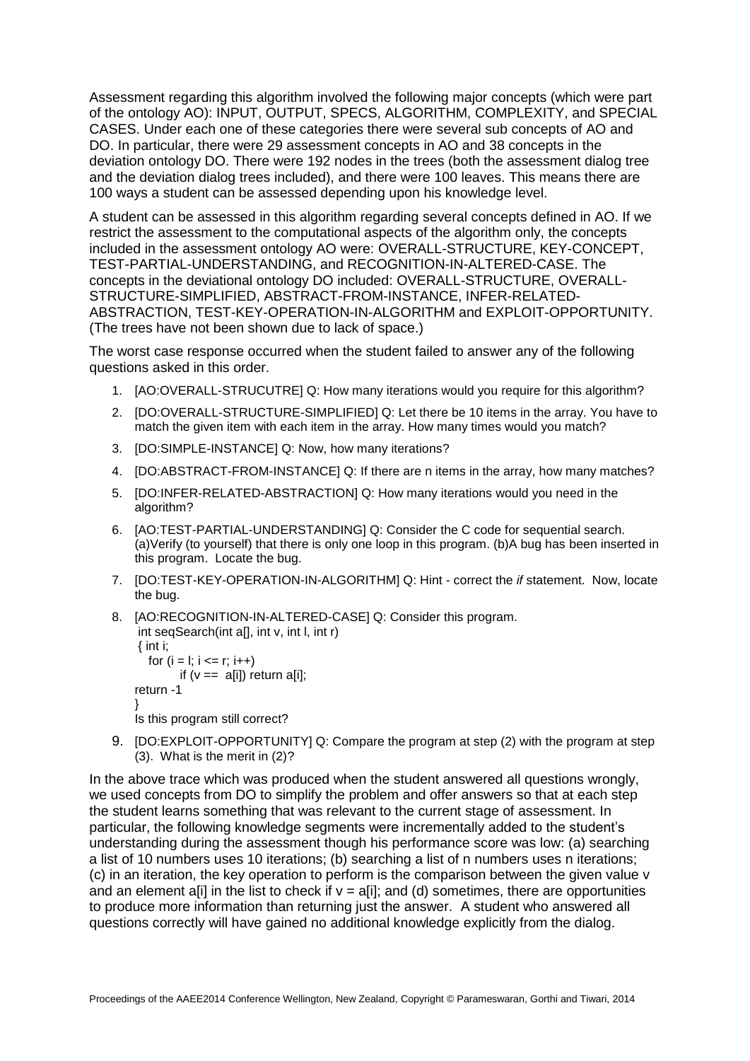Assessment regarding this algorithm involved the following major concepts (which were part of the ontology AO): INPUT, OUTPUT, SPECS, ALGORITHM, COMPLEXITY, and SPECIAL CASES. Under each one of these categories there were several sub concepts of AO and DO. In particular, there were 29 assessment concepts in AO and 38 concepts in the deviation ontology DO. There were 192 nodes in the trees (both the assessment dialog tree and the deviation dialog trees included), and there were 100 leaves. This means there are 100 ways a student can be assessed depending upon his knowledge level.

A student can be assessed in this algorithm regarding several concepts defined in AO. If we restrict the assessment to the computational aspects of the algorithm only, the concepts included in the assessment ontology AO were: OVERALL-STRUCTURE, KEY-CONCEPT, TEST-PARTIAL-UNDERSTANDING, and RECOGNITION-IN-ALTERED-CASE. The concepts in the deviational ontology DO included: OVERALL-STRUCTURE, OVERALL-STRUCTURE-SIMPLIFIED, ABSTRACT-FROM-INSTANCE, INFER-RELATED-ABSTRACTION, TEST-KEY-OPERATION-IN-ALGORITHM and EXPLOIT-OPPORTUNITY. (The trees have not been shown due to lack of space.)

The worst case response occurred when the student failed to answer any of the following questions asked in this order.

1. [AO:OVERALL-STRUCUTRE] Q: How many iterations would you require for this algorithm?
2. [DO:OVERALL-STRUCTURE-SIMPLIFIED] Q: Let there be 10 items in the array. You have to match the given item with each item in the array. How many times would you match?
3. [DO:SIMPLE-INSTANCE] Q: Now, how many iterations?
4. [DO:ABSTRACT-FROM-INSTANCE] Q: If there are n items in the array, how many matches?
5. [DO:INFER-RELATED-ABSTRACTION] Q: How many iterations would you need in the algorithm?
6. [AO:TEST-PARTIAL-UNDERSTANDING] Q: Consider the C code for sequential search. (a)Verify (to yourself) that there is only one loop in this program. (b)A bug has been inserted in this program. Locate the bug.
7. [DO:TEST-KEY-OPERATION-IN-ALGORITHM] Q: Hint - correct the *if* statement. Now, locate the bug.
8. [AO:RECOGNITION-IN-ALTERED-CASE] Q: Consider this program.
   ```
   int seqSearch(int a[], int v, int l, int r)
   { int i;
     for (i = l; i <= r; i++)
           if (v ==  a[i]) return a[i];
   return -1
   }
   ```
   Is this program still correct?
9. [DO:EXPLOIT-OPPORTUNITY] Q: Compare the program at step (2) with the program at step (3). What is the merit in (2)?

In the above trace which was produced when the student answered all questions wrongly, we used concepts from DO to simplify the problem and offer answers so that at each step the student learns something that was relevant to the current stage of assessment. In particular, the following knowledge segments were incrementally added to the student's understanding during the assessment though his performance score was low: (a) searching a list of 10 numbers uses 10 iterations; (b) searching a list of n numbers uses n iterations; (c) in an iteration, the key operation to perform is the comparison between the given value v and an element a[i] in the list to check if v = a[i]; and (d) sometimes, there are opportunities to produce more information than returning just the answer. A student who answered all questions correctly will have gained no additional knowledge explicitly from the dialog.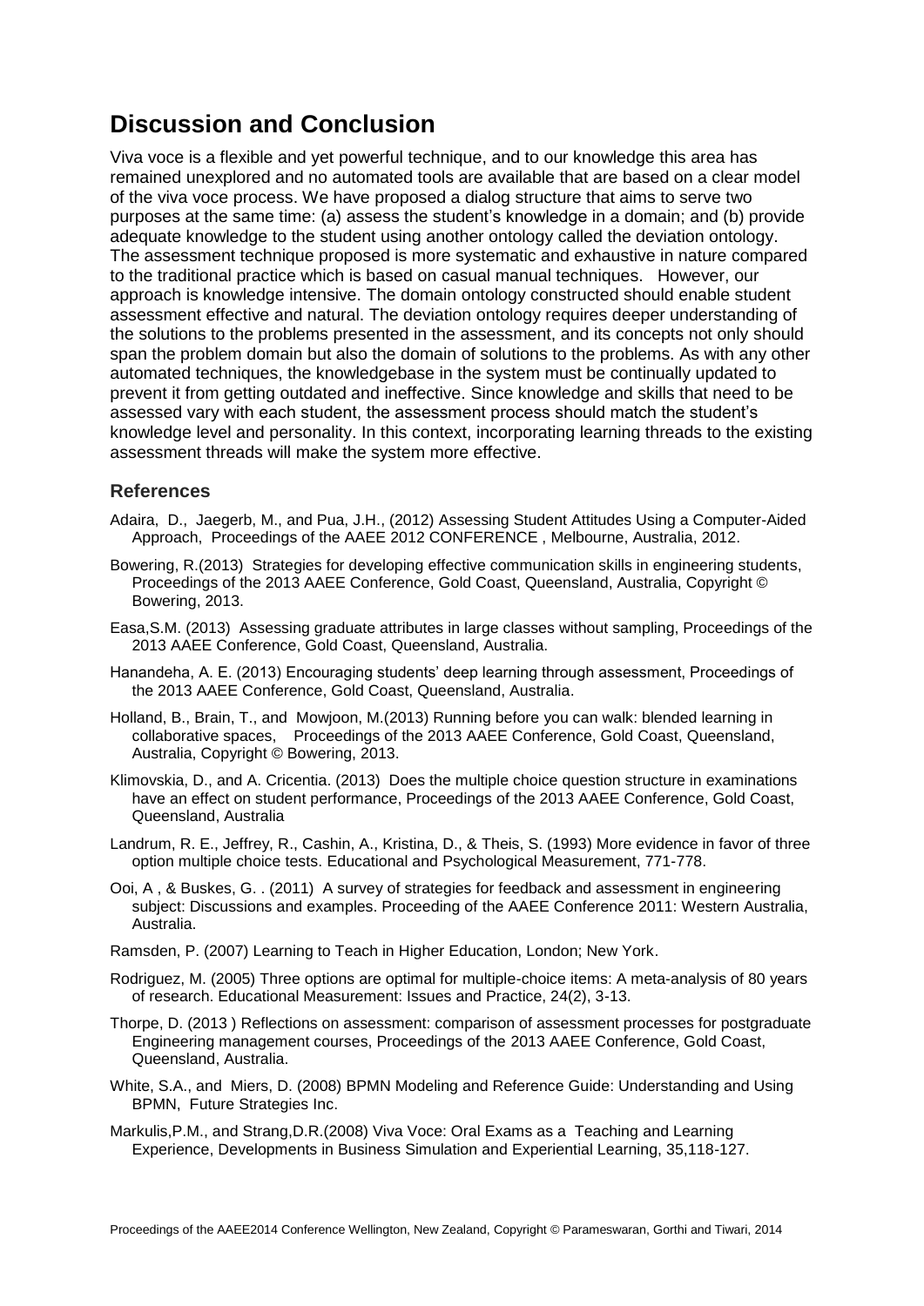# Discussion and Conclusion

Viva voce is a flexible and yet powerful technique, and to our knowledge this area has remained unexplored and no automated tools are available that are based on a clear model of the viva voce process. We have proposed a dialog structure that aims to serve two purposes at the same time: (a) assess the student's knowledge in a domain; and (b) provide adequate knowledge to the student using another ontology called the deviation ontology. The assessment technique proposed is more systematic and exhaustive in nature compared to the traditional practice which is based on casual manual techniques. However, our approach is knowledge intensive. The domain ontology constructed should enable student assessment effective and natural. The deviation ontology requires deeper understanding of the solutions to the problems presented in the assessment, and its concepts not only should span the problem domain but also the domain of solutions to the problems. As with any other automated techniques, the knowledgebase in the system must be continually updated to prevent it from getting outdated and ineffective. Since knowledge and skills that need to be assessed vary with each student, the assessment process should match the student's knowledge level and personality. In this context, incorporating learning threads to the existing assessment threads will make the system more effective.

## References

Adaira, D., Jaegerb, M., and Pua, J.H., (2012) Assessing Student Attitudes Using a Computer-Aided Approach, Proceedings of the AAEE 2012 CONFERENCE , Melbourne, Australia, 2012.

Bowering, R.(2013) Strategies for developing effective communication skills in engineering students, Proceedings of the 2013 AAEE Conference, Gold Coast, Queensland, Australia, Copyright © Bowering, 2013.

Easa,S.M. (2013) Assessing graduate attributes in large classes without sampling, Proceedings of the 2013 AAEE Conference, Gold Coast, Queensland, Australia.

Hanandeha, A. E. (2013) Encouraging students' deep learning through assessment, Proceedings of the 2013 AAEE Conference, Gold Coast, Queensland, Australia.

Holland, B., Brain, T., and Mowjoon, M.(2013) Running before you can walk: blended learning in collaborative spaces, Proceedings of the 2013 AAEE Conference, Gold Coast, Queensland, Australia, Copyright © Bowering, 2013.

Klimovskia, D., and A. Cricentia. (2013) Does the multiple choice question structure in examinations have an effect on student performance, Proceedings of the 2013 AAEE Conference, Gold Coast, Queensland, Australia

Landrum, R. E., Jeffrey, R., Cashin, A., Kristina, D., & Theis, S. (1993) More evidence in favor of three option multiple choice tests. Educational and Psychological Measurement, 771-778.

Ooi, A , & Buskes, G. . (2011) A survey of strategies for feedback and assessment in engineering subject: Discussions and examples. Proceeding of the AAEE Conference 2011: Western Australia, Australia.

Ramsden, P. (2007) Learning to Teach in Higher Education, London; New York.

Rodriguez, M. (2005) Three options are optimal for multiple-choice items: A meta-analysis of 80 years of research. Educational Measurement: Issues and Practice, 24(2), 3-13.

Thorpe, D. (2013 ) Reflections on assessment: comparison of assessment processes for postgraduate Engineering management courses, Proceedings of the 2013 AAEE Conference, Gold Coast, Queensland, Australia.

White, S.A., and Miers, D. (2008) BPMN Modeling and Reference Guide: Understanding and Using BPMN, Future Strategies Inc.

Markulis,P.M., and Strang,D.R.(2008) Viva Voce: Oral Exams as a Teaching and Learning Experience, Developments in Business Simulation and Experiential Learning, 35,118-127.